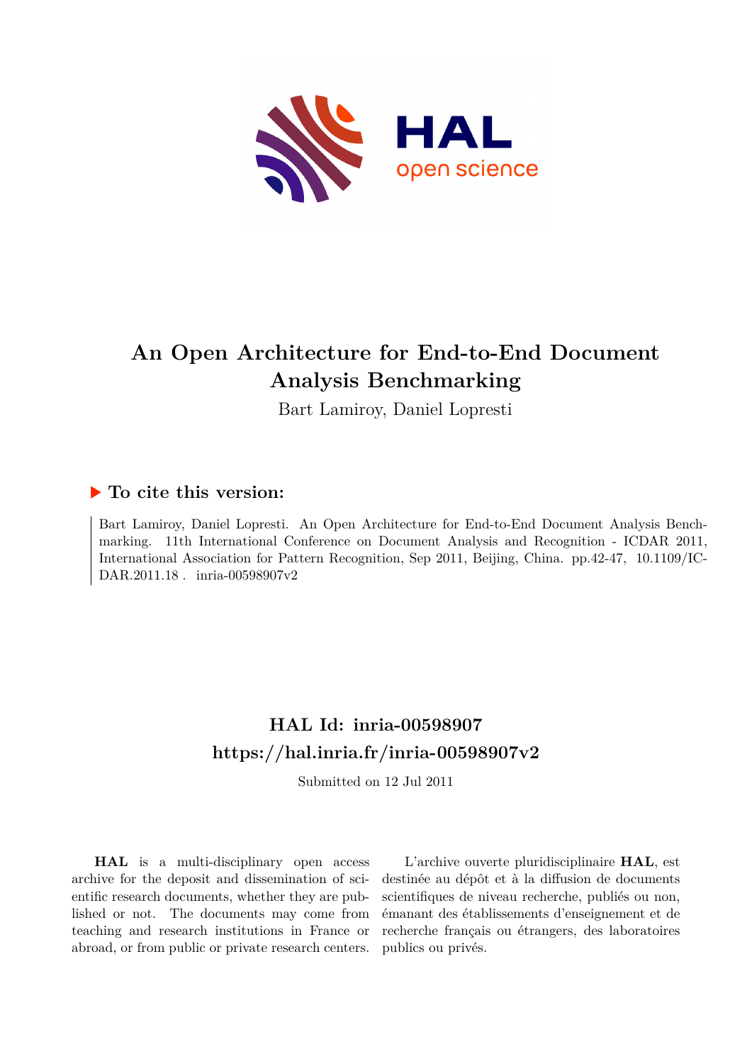# An Open Architecture for End-to-End Document Analysis Benchmarking

Bart Lamiroy, Daniel Lopresti

## ▶ To cite this version:

Bart Lamiroy, Daniel Lopresti. An Open Architecture for End-to-End Document Analysis Benchmarking. 11th International Conference on Document Analysis and Recognition - ICDAR 2011, International Association for Pattern Recognition, Sep 2011, Beijing, China. pp.42-47, 10.1109/ICDAR.2011.18 . inria-00598907v2

## HAL Id: inria-00598907

## https://hal.inria.fr/inria-00598907v2

Submitted on 12 Jul 2011

**HAL** is a multi-disciplinary open access archive for the deposit and dissemination of scientific research documents, whether they are published or not. The documents may come from teaching and research institutions in France or abroad, or from public or private research centers.

L'archive ouverte pluridisciplinaire **HAL**, est destinée au dépôt et à la diffusion de documents scientifiques de niveau recherche, publiés ou non, émanant des établissements d'enseignement et de recherche français ou étrangers, des laboratoires publics ou privés.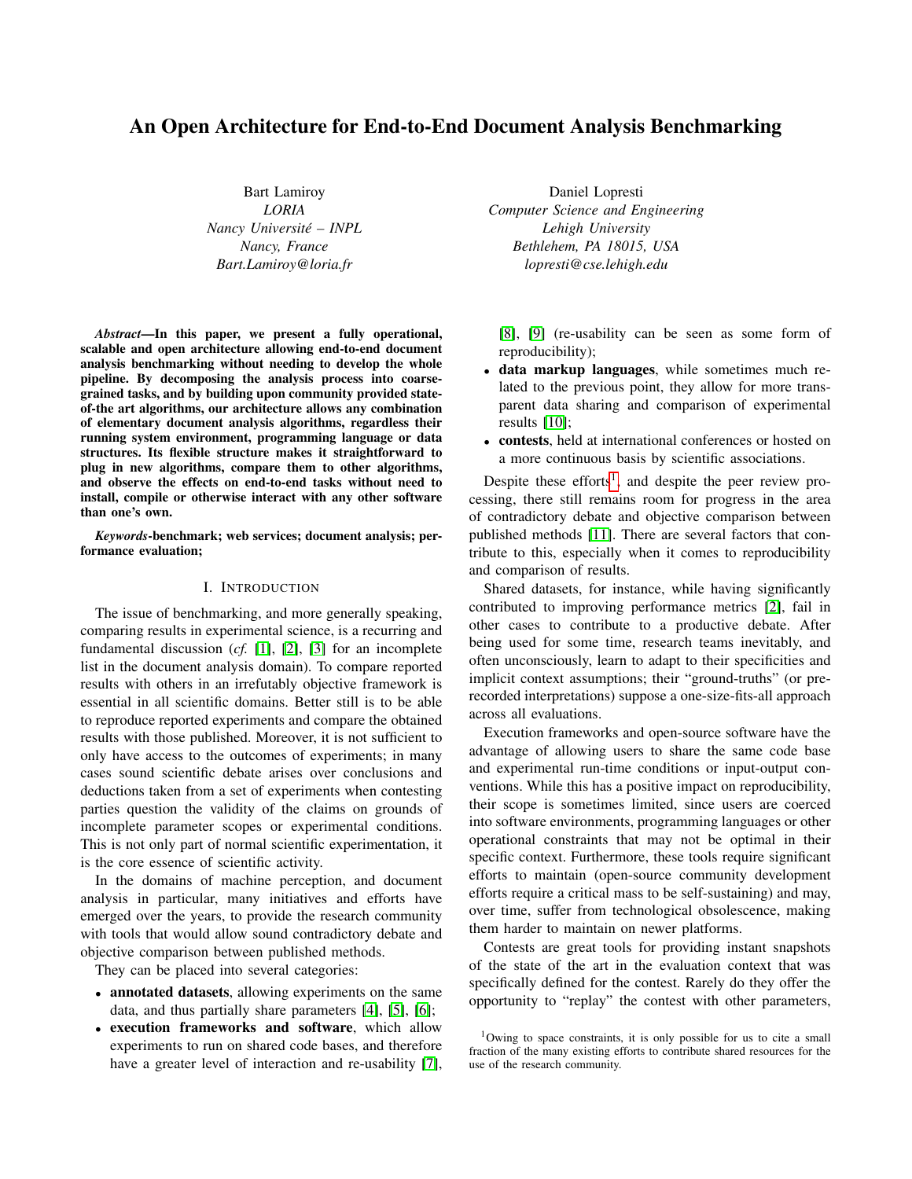# An Open Architecture for End-to-End Document Analysis Benchmarking

Bart Lamiroy
*LORIA*
*Nancy Université – INPL*
*Nancy, France*
*Bart.Lamiroy@loria.fr*

Daniel Lopresti
*Computer Science and Engineering*
*Lehigh University*
*Bethlehem, PA 18015, USA*
*lopresti@cse.lehigh.edu*

***Abstract*—In this paper, we present a fully operational, scalable and open architecture allowing end-to-end document analysis benchmarking without needing to develop the whole pipeline. By decomposing the analysis process into coarse-grained tasks, and by building upon community provided state-of-the art algorithms, our architecture allows any combination of elementary document analysis algorithms, regardless their running system environment, programming language or data structures. Its flexible structure makes it straightforward to plug in new algorithms, compare them to other algorithms, and observe the effects on end-to-end tasks without need to install, compile or otherwise interact with any other software than one's own.**

***Keywords*-benchmark; web services; document analysis; performance evaluation;**

## I. Introduction

The issue of benchmarking, and more generally speaking, comparing results in experimental science, is a recurring and fundamental discussion (*cf.* [1], [2], [3] for an incomplete list in the document analysis domain). To compare reported results with others in an irrefutably objective framework is essential in all scientific domains. Better still is to be able to reproduce reported experiments and compare the obtained results with those published. Moreover, it is not sufficient to only have access to the outcomes of experiments; in many cases sound scientific debate arises over conclusions and deductions taken from a set of experiments when contesting parties question the validity of the claims on grounds of incomplete parameter scopes or experimental conditions. This is not only part of normal scientific experimentation, it is the core essence of scientific activity.

In the domains of machine perception, and document analysis in particular, many initiatives and efforts have emerged over the years, to provide the research community with tools that would allow sound contradictory debate and objective comparison between published methods.

They can be placed into several categories:

- **annotated datasets**, allowing experiments on the same data, and thus partially share parameters [4], [5], [6];
- **execution frameworks and software**, which allow experiments to run on shared code bases, and therefore have a greater level of interaction and re-usability [7], [8], [9] (re-usability can be seen as some form of reproducibility);
- **data markup languages**, while sometimes much related to the previous point, they allow for more transparent data sharing and comparison of experimental results [10];
- **contests**, held at international conferences or hosted on a more continuous basis by scientific associations.

Despite these efforts[1], and despite the peer review processing, there still remains room for progress in the area of contradictory debate and objective comparison between published methods [11]. There are several factors that contribute to this, especially when it comes to reproducibility and comparison of results.

Shared datasets, for instance, while having significantly contributed to improving performance metrics [2], fail in other cases to contribute to a productive debate. After being used for some time, research teams inevitably, and often unconsciously, learn to adapt to their specificities and implicit context assumptions; their "ground-truths" (or pre-recorded interpretations) suppose a one-size-fits-all approach across all evaluations.

Execution frameworks and open-source software have the advantage of allowing users to share the same code base and experimental run-time conditions or input-output conventions. While this has a positive impact on reproducibility, their scope is sometimes limited, since users are coerced into software environments, programming languages or other operational constraints that may not be optimal in their specific context. Furthermore, these tools require significant efforts to maintain (open-source community development efforts require a critical mass to be self-sustaining) and may, over time, suffer from technological obsolescence, making them harder to maintain on newer platforms.

Contests are great tools for providing instant snapshots of the state of the art in the evaluation context that was specifically defined for the contest. Rarely do they offer the opportunity to "replay" the contest with other parameters,

[1] Owing to space constraints, it is only possible for us to cite a small fraction of the many existing efforts to contribute shared resources for the use of the research community.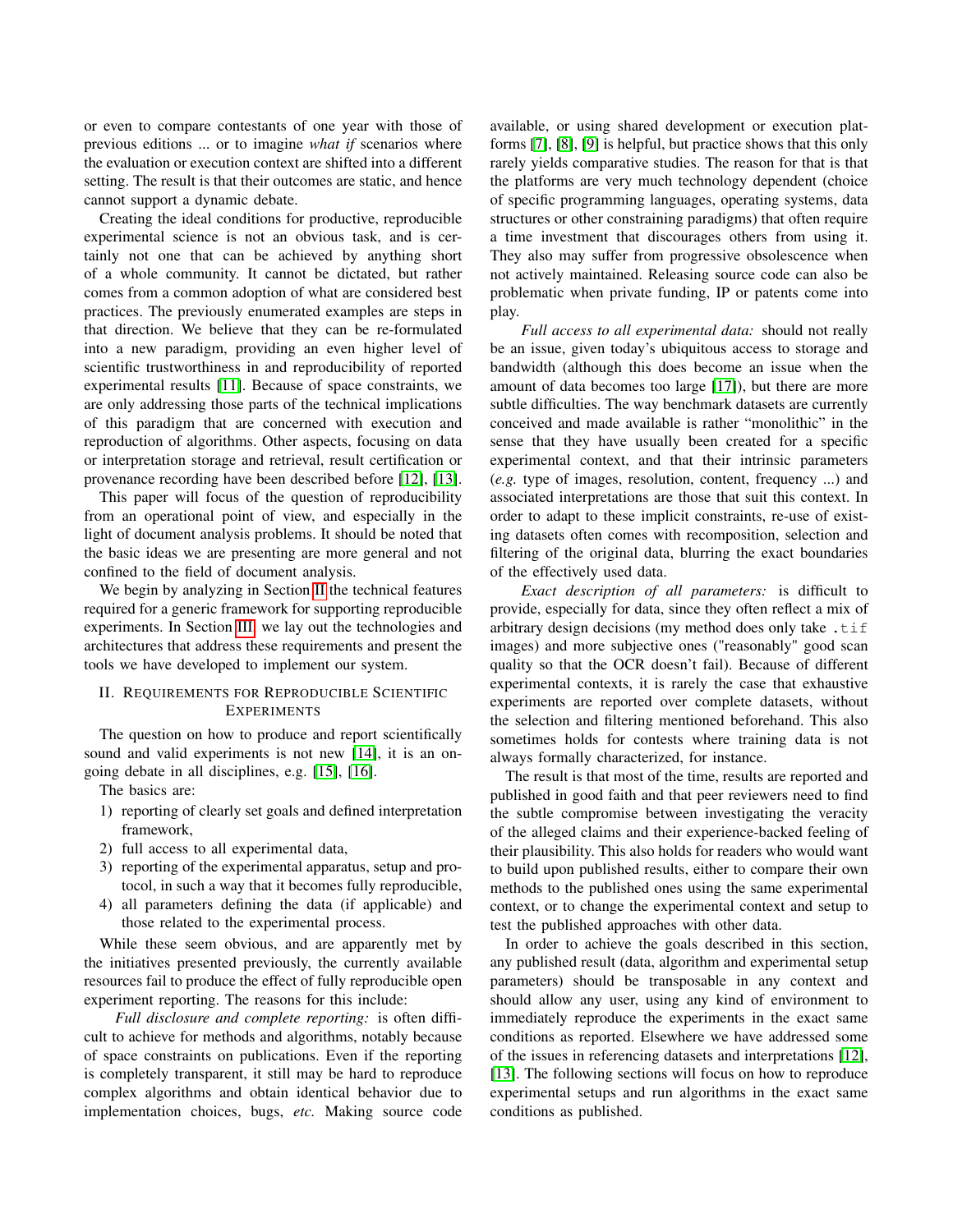or even to compare contestants of one year with those of previous editions ... or to imagine *what if* scenarios where the evaluation or execution context are shifted into a different setting. The result is that their outcomes are static, and hence cannot support a dynamic debate.

Creating the ideal conditions for productive, reproducible experimental science is not an obvious task, and is certainly not one that can be achieved by anything short of a whole community. It cannot be dictated, but rather comes from a common adoption of what are considered best practices. The previously enumerated examples are steps in that direction. We believe that they can be re-formulated into a new paradigm, providing an even higher level of scientific trustworthiness in and reproducibility of reported experimental results [11]. Because of space constraints, we are only addressing those parts of the technical implications of this paradigm that are concerned with execution and reproduction of algorithms. Other aspects, focusing on data or interpretation storage and retrieval, result certification or provenance recording have been described before [12], [13].

This paper will focus of the question of reproducibility from an operational point of view, and especially in the light of document analysis problems. It should be noted that the basic ideas we are presenting are more general and not confined to the field of document analysis.

We begin by analyzing in Section II the technical features required for a generic framework for supporting reproducible experiments. In Section III, we lay out the technologies and architectures that address these requirements and present the tools we have developed to implement our system.

## II. Requirements for Reproducible Scientific Experiments

The question on how to produce and report scientifically sound and valid experiments is not new [14], it is an ongoing debate in all disciplines, e.g. [15], [16].

The basics are:

1) reporting of clearly set goals and defined interpretation framework,
2) full access to all experimental data,
3) reporting of the experimental apparatus, setup and protocol, in such a way that it becomes fully reproducible,
4) all parameters defining the data (if applicable) and those related to the experimental process.

While these seem obvious, and are apparently met by the initiatives presented previously, the currently available resources fail to produce the effect of fully reproducible open experiment reporting. The reasons for this include:

*Full disclosure and complete reporting:* is often difficult to achieve for methods and algorithms, notably because of space constraints on publications. Even if the reporting is completely transparent, it still may be hard to reproduce complex algorithms and obtain identical behavior due to implementation choices, bugs, *etc.* Making source code available, or using shared development or execution platforms [7], [8], [9] is helpful, but practice shows that this only rarely yields comparative studies. The reason for that is that the platforms are very much technology dependent (choice of specific programming languages, operating systems, data structures or other constraining paradigms) that often require a time investment that discourages others from using it. They also may suffer from progressive obsolescence when not actively maintained. Releasing source code can also be problematic when private funding, IP or patents come into play.

*Full access to all experimental data:* should not really be an issue, given today's ubiquitous access to storage and bandwidth (although this does become an issue when the amount of data becomes too large [17]), but there are more subtle difficulties. The way benchmark datasets are currently conceived and made available is rather "monolithic" in the sense that they have usually been created for a specific experimental context, and that their intrinsic parameters (*e.g.* type of images, resolution, content, frequency ...) and associated interpretations are those that suit this context. In order to adapt to these implicit constraints, re-use of existing datasets often comes with recomposition, selection and filtering of the original data, blurring the exact boundaries of the effectively used data.

*Exact description of all parameters:* is difficult to provide, especially for data, since they often reflect a mix of arbitrary design decisions (my method does only take `.tif` images) and more subjective ones ("reasonably" good scan quality so that the OCR doesn't fail). Because of different experimental contexts, it is rarely the case that exhaustive experiments are reported over complete datasets, without the selection and filtering mentioned beforehand. This also sometimes holds for contests where training data is not always formally characterized, for instance.

The result is that most of the time, results are reported and published in good faith and that peer reviewers need to find the subtle compromise between investigating the veracity of the alleged claims and their experience-backed feeling of their plausibility. This also holds for readers who would want to build upon published results, either to compare their own methods to the published ones using the same experimental context, or to change the experimental context and setup to test the published approaches with other data.

In order to achieve the goals described in this section, any published result (data, algorithm and experimental setup parameters) should be transposable in any context and should allow any user, using any kind of environment to immediately reproduce the experiments in the exact same conditions as reported. Elsewhere we have addressed some of the issues in referencing datasets and interpretations [12], [13]. The following sections will focus on how to reproduce experimental setups and run algorithms in the exact same conditions as published.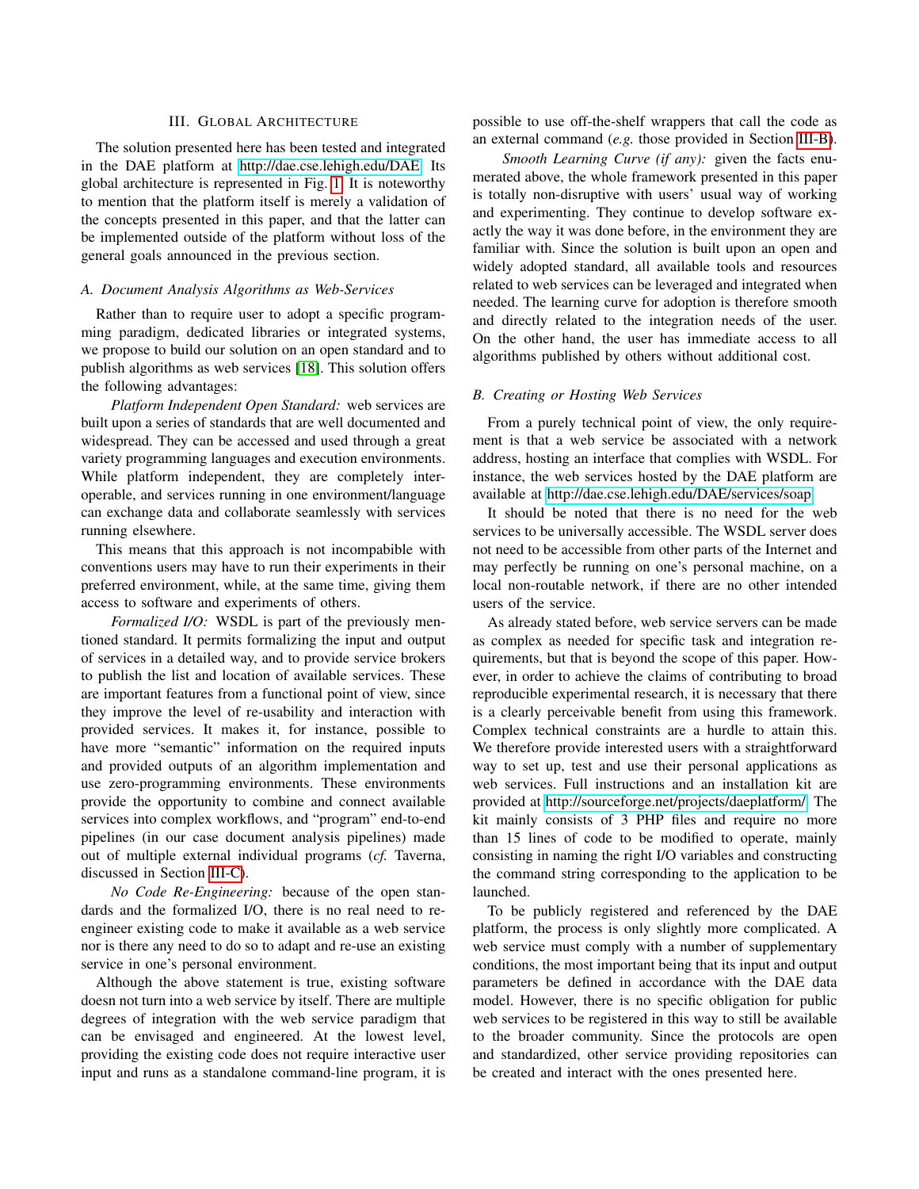## III. Global Architecture

The solution presented here has been tested and integrated in the DAE platform at http://dae.cse.lehigh.edu/DAE. Its global architecture is represented in Fig. 1. It is noteworthy to mention that the platform itself is merely a validation of the concepts presented in this paper, and that the latter can be implemented outside of the platform without loss of the general goals announced in the previous section.

### A. Document Analysis Algorithms as Web-Services

Rather than to require user to adopt a specific programming paradigm, dedicated libraries or integrated systems, we propose to build our solution on an open standard and to publish algorithms as web services [18]. This solution offers the following advantages:

*Platform Independent Open Standard:* web services are built upon a series of standards that are well documented and widespread. They can be accessed and used through a great variety programming languages and execution environments. While platform independent, they are completely interoperable, and services running in one environment/language can exchange data and collaborate seamlessly with services running elsewhere.

This means that this approach is not incompabible with conventions users may have to run their experiments in their preferred environment, while, at the same time, giving them access to software and experiments of others.

*Formalized I/O:* WSDL is part of the previously mentioned standard. It permits formalizing the input and output of services in a detailed way, and to provide service brokers to publish the list and location of available services. These are important features from a functional point of view, since they improve the level of re-usability and interaction with provided services. It makes it, for instance, possible to have more "semantic" information on the required inputs and provided outputs of an algorithm implementation and use zero-programming environments. These environments provide the opportunity to combine and connect available services into complex workflows, and "program" end-to-end pipelines (in our case document analysis pipelines) made out of multiple external individual programs (*cf.* Taverna, discussed in Section III-C).

*No Code Re-Engineering:* because of the open standards and the formalized I/O, there is no real need to re-engineer existing code to make it available as a web service nor is there any need to do so to adapt and re-use an existing service in one's personal environment.

Although the above statement is true, existing software doesn't turn into a web service by itself. There are multiple degrees of integration with the web service paradigm that can be envisaged and engineered. At the lowest level, providing the existing code does not require interactive user input and runs as a standalone command-line program, it is possible to use off-the-shelf wrappers that call the code as an external command (*e.g.* those provided in Section III-B).

*Smooth Learning Curve (if any):* given the facts enumerated above, the whole framework presented in this paper is totally non-disruptive with users' usual way of working and experimenting. They continue to develop software exactly the way it was done before, in the environment they are familiar with. Since the solution is built upon an open and widely adopted standard, all available tools and resources related to web services can be leveraged and integrated when needed. The learning curve for adoption is therefore smooth and directly related to the integration needs of the user. On the other hand, the user has immediate access to all algorithms published by others without additional cost.

### B. Creating or Hosting Web Services

From a purely technical point of view, the only requirement is that a web service be associated with a network address, hosting an interface that complies with WSDL. For instance, the web services hosted by the DAE platform are available at http://dae.cse.lehigh.edu/DAE/services/soap.

It should be noted that there is no need for the web services to be universally accessible. The WSDL server does not need to be accessible from other parts of the Internet and may perfectly be running on one's personal machine, on a local non-routable network, if there are no other intended users of the service.

As already stated before, web service servers can be made as complex as needed for specific task and integration requirements, but that is beyond the scope of this paper. However, in order to achieve the claims of contributing to broad reproducible experimental research, it is necessary that there is a clearly perceivable benefit from using this framework. Complex technical constraints are a hurdle to attain this. We therefore provide interested users with a straightforward way to set up, test and use their personal applications as web services. Full instructions and an installation kit are provided at http://sourceforge.net/projects/daeplatform/. The kit mainly consists of 3 PHP files and require no more than 15 lines of code to be modified to operate, mainly consisting in naming the right I/O variables and constructing the command string corresponding to the application to be launched.

To be publicly registered and referenced by the DAE platform, the process is only slightly more complicated. A web service must comply with a number of supplementary conditions, the most important being that its input and output parameters be defined in accordance with the DAE data model. However, there is no specific obligation for public web services to be registered in this way to still be available to the broader community. Since the protocols are open and standardized, other service providing repositories can be created and interact with the ones presented here.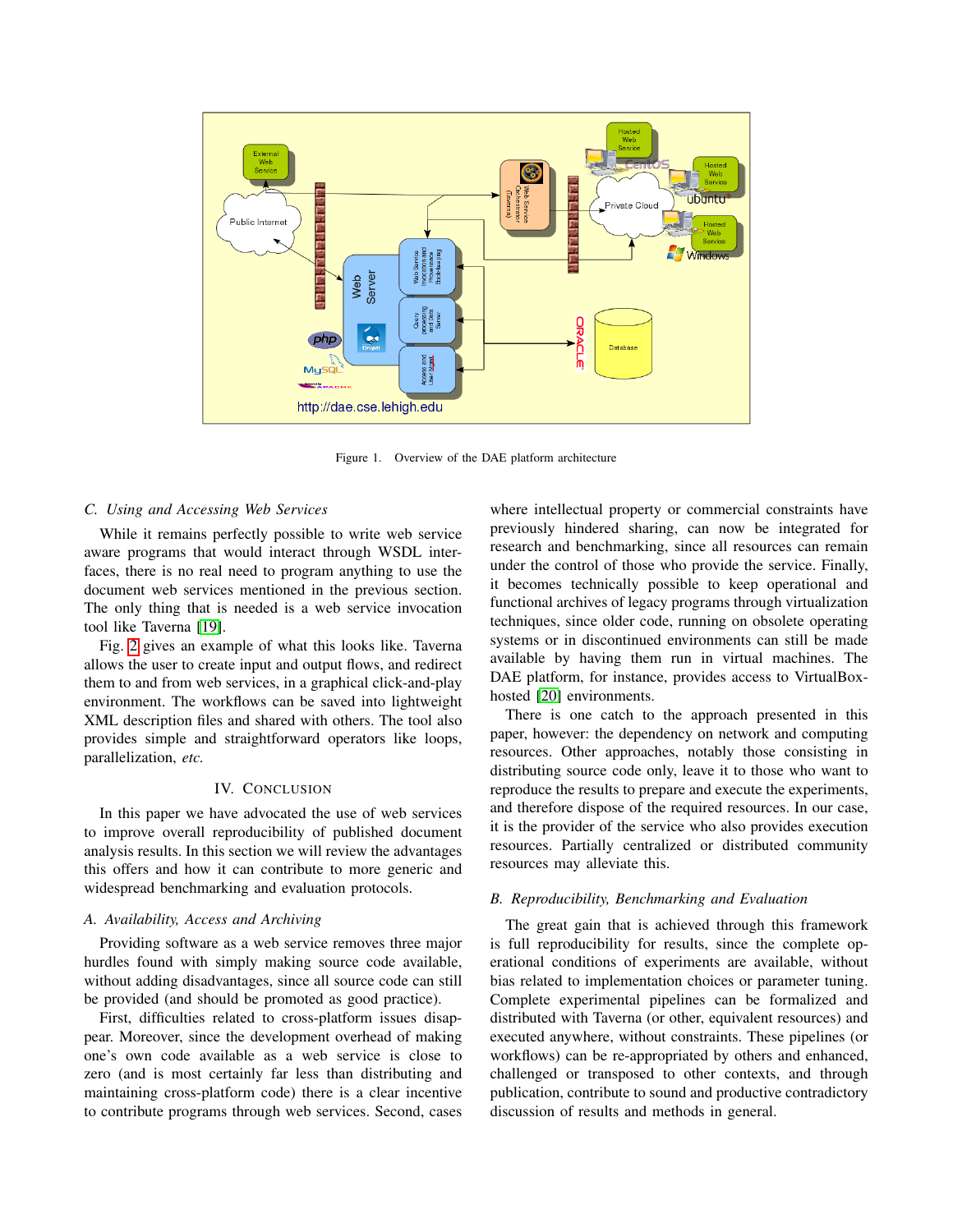External Web Service

Public Internet

Web Server

Web Service Invocation and Provenance Bookkeeping

Query processing and Data Server

Access and User Mgmt.

Web Service Orchestration (Taverna)

Private Cloud

Hosted Web Service

Hosted Web Service

Hosted Web Service

CentOS

ubuntu

Windows

Database

ORACLE

php

MySQL

Drupal

APACHE

http://dae.cse.lehigh.edu

Figure 1. Overview of the DAE platform architecture

### C. Using and Accessing Web Services

While it remains perfectly possible to write web service aware programs that would interact through WSDL interfaces, there is no real need to program anything to use the document web services mentioned in the previous section. The only thing that is needed is a web service invocation tool like Taverna [19].

Fig. 2 gives an example of what this looks like. Taverna allows the user to create input and output flows, and redirect them to and from web services, in a graphical click-and-play environment. The workflows can be saved into lightweight XML description files and shared with others. The tool also provides simple and straightforward operators like loops, parallelization, *etc.*

## IV. Conclusion

In this paper we have advocated the use of web services to improve overall reproducibility of published document analysis results. In this section we will review the advantages this offers and how it can contribute to more generic and widespread benchmarking and evaluation protocols.

### A. Availability, Access and Archiving

Providing software as a web service removes three major hurdles found with simply making source code available, without adding disadvantages, since all source code can still be provided (and should be promoted as good practice).

First, difficulties related to cross-platform issues disappear. Moreover, since the development overhead of making one's own code available as a web service is close to zero (and is most certainly far less than distributing and maintaining cross-platform code) there is a clear incentive to contribute programs through web services. Second, cases where intellectual property or commercial constraints have previously hindered sharing, can now be integrated for research and benchmarking, since all resources can remain under the control of those who provide the service. Finally, it becomes technically possible to keep operational and functional archives of legacy programs through virtualization techniques, since older code, running on obsolete operating systems or in discontinued environments can still be made available by having them run in virtual machines. The DAE platform, for instance, provides access to VirtualBox-hosted [20] environments.

There is one catch to the approach presented in this paper, however: the dependency on network and computing resources. Other approaches, notably those consisting in distributing source code only, leave it to those who want to reproduce the results to prepare and execute the experiments, and therefore dispose of the required resources. In our case, it is the provider of the service who also provides execution resources. Partially centralized or distributed community resources may alleviate this.

### B. Reproducibility, Benchmarking and Evaluation

The great gain that is achieved through this framework is full reproducibility for results, since the complete operational conditions of experiments are available, without bias related to implementation choices or parameter tuning. Complete experimental pipelines can be formalized and distributed with Taverna (or other, equivalent resources) and executed anywhere, without constraints. These pipelines (or workflows) can be re-appropriated by others and enhanced, challenged or transposed to other contexts, and through publication, contribute to sound and productive contradictory discussion of results and methods in general.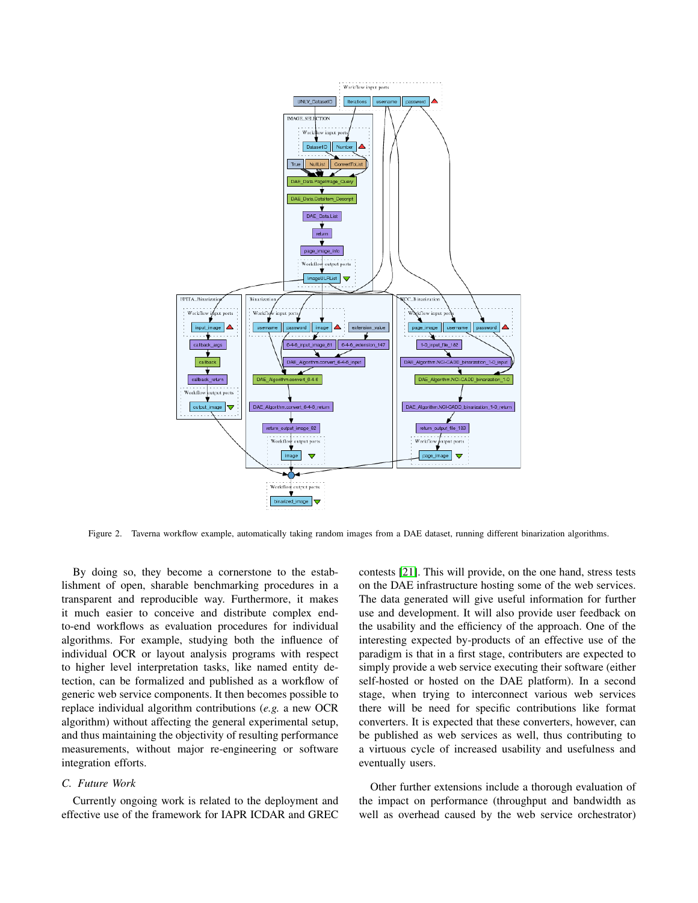Figure 2. Taverna workflow example, automatically taking random images from a DAE dataset, running different binarization algorithms.

By doing so, they become a cornerstone to the establishment of open, sharable benchmarking procedures in a transparent and reproducible way. Furthermore, it makes it much easier to conceive and distribute complex end-to-end workflows as evaluation procedures for individual algorithms. For example, studying both the influence of individual OCR or layout analysis programs with respect to higher level interpretation tasks, like named entity detection, can be formalized and published as a workflow of generic web service components. It then becomes possible to replace individual algorithm contributions (*e.g.* a new OCR algorithm) without affecting the general experimental setup, and thus maintaining the objectivity of resulting performance measurements, without major re-engineering or software integration efforts.

### C. Future Work

Currently ongoing work is related to the deployment and effective use of the framework for IAPR ICDAR and GREC contests [21]. This will provide, on the one hand, stress tests on the DAE infrastructure hosting some of the web services. The data generated will give useful information for further use and development. It will also provide user feedback on the usability and the efficiency of the approach. One of the interesting expected by-products of an effective use of the paradigm is that in a first stage, contributers are expected to simply provide a web service executing their software (either self-hosted or hosted on the DAE platform). In a second stage, when trying to interconnect various web services there will be need for specific contributions like format converters. It is expected that these converters, however, can be published as web services as well, thus contributing to a virtuous cycle of increased usability and usefulness and eventually users.

Other further extensions include a thorough evaluation of the impact on performance (throughput and bandwidth as well as overhead caused by the web service orchestrator)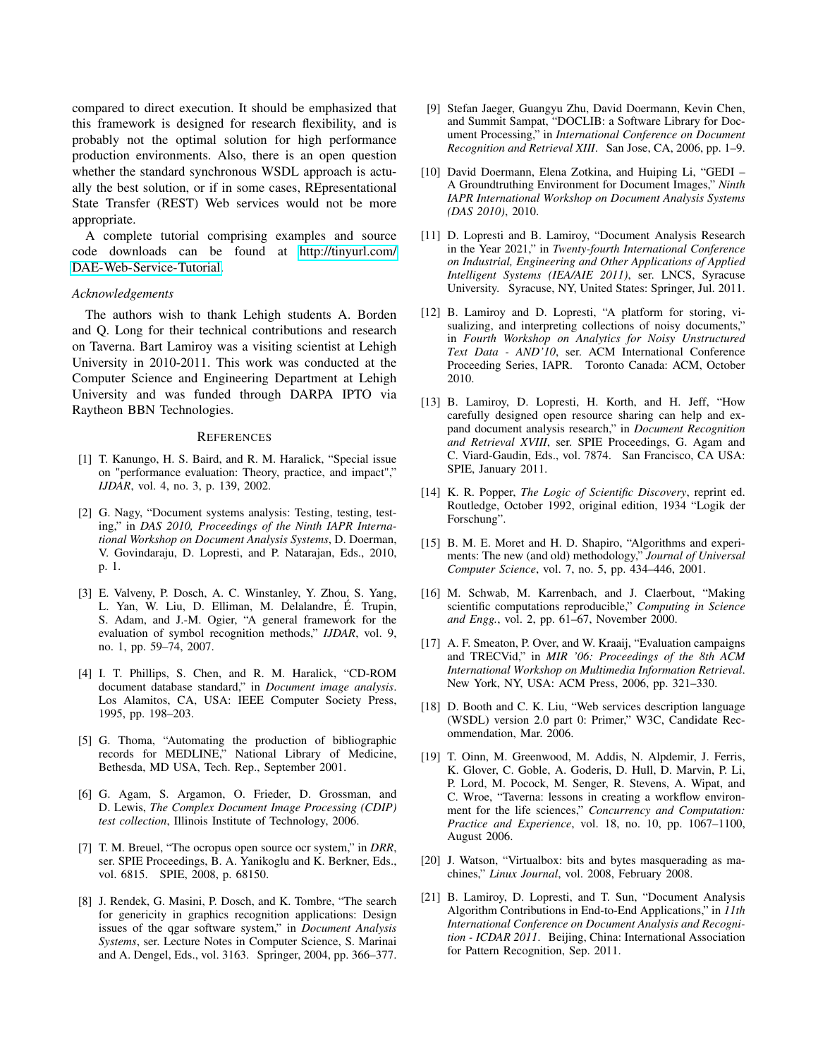compared to direct execution. It should be emphasized that this framework is designed for research flexibility, and is probably not the optimal solution for high performance production environments. Also, there is an open question whether the standard synchronous WSDL approach is actually the best solution, or if in some cases, REpresentational State Transfer (REST) Web services would not be more appropriate.

A complete tutorial comprising examples and source code downloads can be found at http://tinyurl.com/DAE-Web-Service-Tutorial.

*Acknowledgements*

The authors wish to thank Lehigh students A. Borden and Q. Long for their technical contributions and research on Taverna. Bart Lamiroy was a visiting scientist at Lehigh University in 2010-2011. This work was conducted at the Computer Science and Engineering Department at Lehigh University and was funded through DARPA IPTO via Raytheon BBN Technologies.

## References

[1] T. Kanungo, H. S. Baird, and R. M. Haralick, "Special issue on "performance evaluation: Theory, practice, and impact"," *IJDAR*, vol. 4, no. 3, p. 139, 2002.

[2] G. Nagy, "Document systems analysis: Testing, testing, testing," in *DAS 2010, Proceedings of the Ninth IAPR International Workshop on Document Analysis Systems*, D. Doerman, V. Govindaraju, D. Lopresti, and P. Natarajan, Eds., 2010, p. 1.

[3] E. Valveny, P. Dosch, A. C. Winstanley, Y. Zhou, S. Yang, L. Yan, W. Liu, D. Elliman, M. Delalandre, É. Trupin, S. Adam, and J.-M. Ogier, "A general framework for the evaluation of symbol recognition methods," *IJDAR*, vol. 9, no. 1, pp. 59–74, 2007.

[4] I. T. Phillips, S. Chen, and R. M. Haralick, "CD-ROM document database standard," in *Document image analysis*. Los Alamitos, CA, USA: IEEE Computer Society Press, 1995, pp. 198–203.

[5] G. Thoma, "Automating the production of bibliographic records for MEDLINE," National Library of Medicine, Bethesda, MD USA, Tech. Rep., September 2001.

[6] G. Agam, S. Argamon, O. Frieder, D. Grossman, and D. Lewis, *The Complex Document Image Processing (CDIP) test collection*, Illinois Institute of Technology, 2006.

[7] T. M. Breuel, "The ocropus open source ocr system," in *DRR*, ser. SPIE Proceedings, B. A. Yanikoglu and K. Berkner, Eds., vol. 6815. SPIE, 2008, p. 68150.

[8] J. Rendek, G. Masini, P. Dosch, and K. Tombre, "The search for genericity in graphics recognition applications: Design issues of the qgar software system," in *Document Analysis Systems*, ser. Lecture Notes in Computer Science, S. Marinai and A. Dengel, Eds., vol. 3163. Springer, 2004, pp. 366–377.

[9] Stefan Jaeger, Guangyu Zhu, David Doermann, Kevin Chen, and Summit Sampat, "DOCLIB: a Software Library for Document Processing," in *International Conference on Document Recognition and Retrieval XIII*. San Jose, CA, 2006, pp. 1–9.

[10] David Doermann, Elena Zotkina, and Huiping Li, "GEDI – A Groundtruthing Environment for Document Images," *Ninth IAPR International Workshop on Document Analysis Systems (DAS 2010)*, 2010.

[11] D. Lopresti and B. Lamiroy, "Document Analysis Research in the Year 2021," in *Twenty-fourth International Conference on Industrial, Engineering and Other Applications of Applied Intelligent Systems (IEA/AIE 2011)*, ser. LNCS, Syracuse University. Syracuse, NY, United States: Springer, Jul. 2011.

[12] B. Lamiroy and D. Lopresti, "A platform for storing, visualizing, and interpreting collections of noisy documents," in *Fourth Workshop on Analytics for Noisy Unstructured Text Data - AND'10*, ser. ACM International Conference Proceeding Series, IAPR. Toronto Canada: ACM, October 2010.

[13] B. Lamiroy, D. Lopresti, H. Korth, and H. Jeff, "How carefully designed open resource sharing can help and expand document analysis research," in *Document Recognition and Retrieval XVIII*, ser. SPIE Proceedings, G. Agam and C. Viard-Gaudin, Eds., vol. 7874. San Francisco, CA USA: SPIE, January 2011.

[14] K. R. Popper, *The Logic of Scientific Discovery*, reprint ed. Routledge, October 1992, original edition, 1934 "Logik der Forschung".

[15] B. M. E. Moret and H. D. Shapiro, "Algorithms and experiments: The new (and old) methodology," *Journal of Universal Computer Science*, vol. 7, no. 5, pp. 434–446, 2001.

[16] M. Schwab, M. Karrenbach, and J. Claerbout, "Making scientific computations reproducible," *Computing in Science and Engg.*, vol. 2, pp. 61–67, November 2000.

[17] A. F. Smeaton, P. Over, and W. Kraaij, "Evaluation campaigns and TRECVid," in *MIR '06: Proceedings of the 8th ACM International Workshop on Multimedia Information Retrieval*. New York, NY, USA: ACM Press, 2006, pp. 321–330.

[18] D. Booth and C. K. Liu, "Web services description language (WSDL) version 2.0 part 0: Primer," W3C, Candidate Recommendation, Mar. 2006.

[19] T. Oinn, M. Greenwood, M. Addis, N. Alpdemir, J. Ferris, K. Glover, C. Goble, A. Goderis, D. Hull, D. Marvin, P. Li, P. Lord, M. Pocock, M. Senger, R. Stevens, A. Wipat, and C. Wroe, "Taverna: lessons in creating a workflow environment for the life sciences," *Concurrency and Computation: Practice and Experience*, vol. 18, no. 10, pp. 1067–1100, August 2006.

[20] J. Watson, "Virtualbox: bits and bytes masquerading as machines," *Linux Journal*, vol. 2008, February 2008.

[21] B. Lamiroy, D. Lopresti, and T. Sun, "Document Analysis Algorithm Contributions in End-to-End Applications," in *11th International Conference on Document Analysis and Recognition - ICDAR 2011*. Beijing, China: International Association for Pattern Recognition, Sep. 2011.